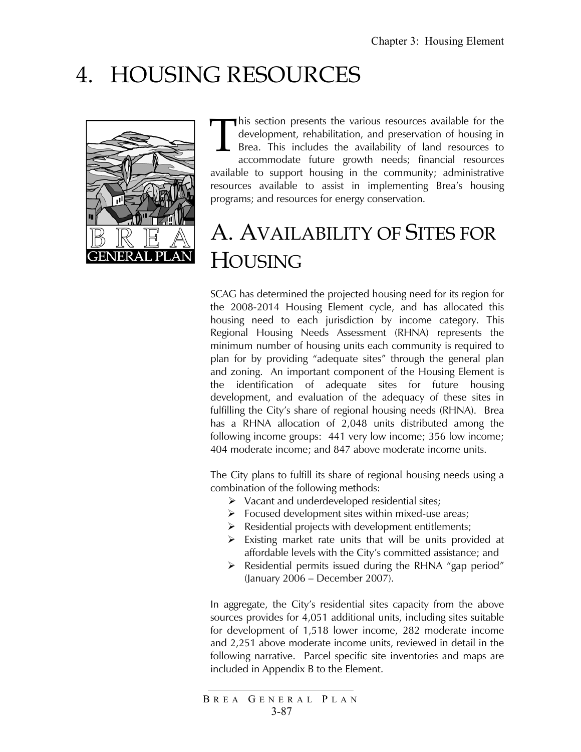# 4. HOUSING RESOURCES

This section presents the various resources available for the development, rehabilitation, and preservation of housing in Brea. This includes the availability of land resources to accommodate future growth needs; financial resources available to support housing in the community; administrative resources available to assist in implementing Brea's housing programs; and resources for energy conservation.

## A. AVAILABILITY OF SITES FOR HOUSING

SCAG has determined the projected housing need for its region for the 2008-2014 Housing Element cycle, and has allocated this housing need to each jurisdiction by income category. This Regional Housing Needs Assessment (RHNA) represents the minimum number of housing units each community is required to plan for by providing "adequate sites" through the general plan and zoning. An important component of the Housing Element is the identification of adequate sites for future housing development, and evaluation of the adequacy of these sites in fulfilling the City's share of regional housing needs (RHNA). Brea has a RHNA allocation of 2,048 units distributed among the following income groups: 441 very low income; 356 low income; 404 moderate income; and 847 above moderate income units.

The City plans to fulfill its share of regional housing needs using a combination of the following methods:

- Vacant and underdeveloped residential sites;
- Focused development sites within mixed-use areas;
- Residential projects with development entitlements;
- Existing market rate units that will be units provided at affordable levels with the City's committed assistance; and
- Residential permits issued during the RHNA "gap period" (January 2006 – December 2007).

In aggregate, the City's residential sites capacity from the above sources provides for 4,051 additional units, including sites suitable for development of 1,518 lower income, 282 moderate income and 2,251 above moderate income units, reviewed in detail in the following narrative. Parcel specific site inventories and maps are included in Appendix B to the Element.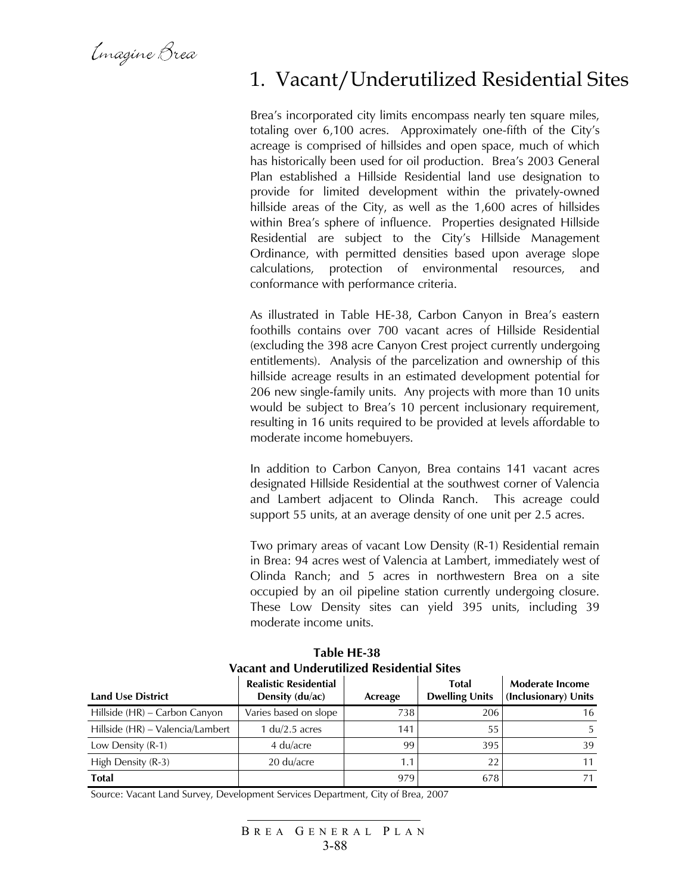# 1. Vacant/Underutilized Residential Sites

Brea's incorporated city limits encompass nearly ten square miles, totaling over 6,100 acres. Approximately one-fifth of the City's acreage is comprised of hillsides and open space, much of which has historically been used for oil production. Brea's 2003 General Plan established a Hillside Residential land use designation to provide for limited development within the privately-owned hillside areas of the City, as well as the 1,600 acres of hillsides within Brea's sphere of influence. Properties designated Hillside Residential are subject to the City's Hillside Management Ordinance, with permitted densities based upon average slope calculations, protection of environmental resources, and conformance with performance criteria.

As illustrated in Table HE-38, Carbon Canyon in Brea's eastern foothills contains over 700 vacant acres of Hillside Residential (excluding the 398 acre Canyon Crest project currently undergoing entitlements). Analysis of the parcelization and ownership of this hillside acreage results in an estimated development potential for 206 new single-family units. Any projects with more than 10 units would be subject to Brea's 10 percent inclusionary requirement, resulting in 16 units required to be provided at levels affordable to moderate income homebuyers.

In addition to Carbon Canyon, Brea contains 141 vacant acres designated Hillside Residential at the southwest corner of Valencia and Lambert adjacent to Olinda Ranch. This acreage could support 55 units, at an average density of one unit per 2.5 acres.

Two primary areas of vacant Low Density (R-1) Residential remain in Brea: 94 acres west of Valencia at Lambert, immediately west of Olinda Ranch; and 5 acres in northwestern Brea on a site occupied by an oil pipeline station currently undergoing closure. These Low Density sites can yield 395 units, including 39 moderate income units.

**Table HE-38**
**Vacant and Underutilized Residential Sites**

| Land Use District | Realistic Residential Density (du/ac) | Acreage | Total Dwelling Units | Moderate Income (Inclusionary) Units |
|---|---|---|---|---|
| Hillside (HR) – Carbon Canyon | Varies based on slope | 738 | 206 | 16 |
| Hillside (HR) – Valencia/Lambert | 1 du/2.5 acres | 141 | 55 | 5 |
| Low Density (R-1) | 4 du/acre | 99 | 395 | 39 |
| High Density (R-3) | 20 du/acre | 1.1 | 22 | 11 |
| **Total** | | 979 | 678 | 71 |

Source: Vacant Land Survey, Development Services Department, City of Brea, 2007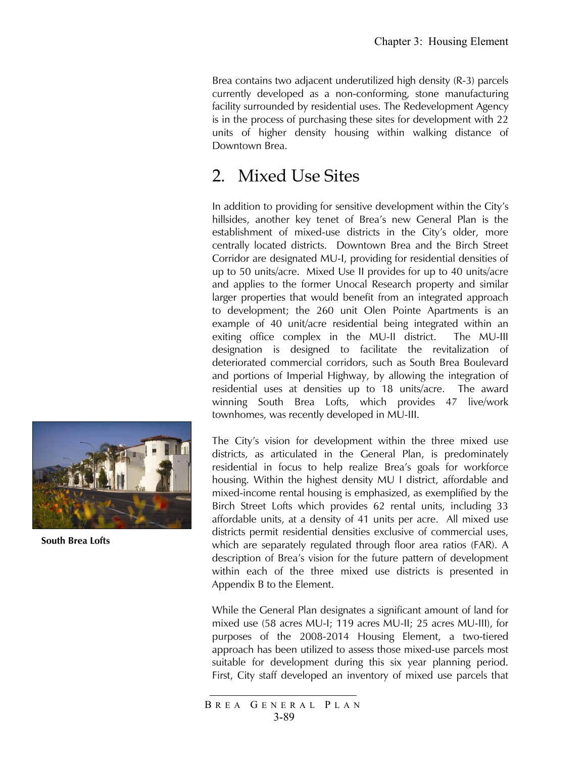Brea contains two adjacent underutilized high density (R-3) parcels currently developed as a non-conforming, stone manufacturing facility surrounded by residential uses. The Redevelopment Agency is in the process of purchasing these sites for development with 22 units of higher density housing within walking distance of Downtown Brea.

## 2. Mixed Use Sites

In addition to providing for sensitive development within the City's hillsides, another key tenet of Brea's new General Plan is the establishment of mixed-use districts in the City's older, more centrally located districts. Downtown Brea and the Birch Street Corridor are designated MU-I, providing for residential densities of up to 50 units/acre. Mixed Use II provides for up to 40 units/acre and applies to the former Unocal Research property and similar larger properties that would benefit from an integrated approach to development; the 260 unit Olen Pointe Apartments is an example of 40 unit/acre residential being integrated within an exiting office complex in the MU-II district. The MU-III designation is designed to facilitate the revitalization of deteriorated commercial corridors, such as South Brea Boulevard and portions of Imperial Highway, by allowing the integration of residential uses at densities up to 18 units/acre. The award winning South Brea Lofts, which provides 47 live/work townhomes, was recently developed in MU-III.

**South Brea Lofts**

The City's vision for development within the three mixed use districts, as articulated in the General Plan, is predominately residential in focus to help realize Brea's goals for workforce housing. Within the highest density MU I district, affordable and mixed-income rental housing is emphasized, as exemplified by the Birch Street Lofts which provides 62 rental units, including 33 affordable units, at a density of 41 units per acre. All mixed use districts permit residential densities exclusive of commercial uses, which are separately regulated through floor area ratios (FAR). A description of Brea's vision for the future pattern of development within each of the three mixed use districts is presented in Appendix B to the Element.

While the General Plan designates a significant amount of land for mixed use (58 acres MU-I; 119 acres MU-II; 25 acres MU-III), for purposes of the 2008-2014 Housing Element, a two-tiered approach has been utilized to assess those mixed-use parcels most suitable for development during this six year planning period. First, City staff developed an inventory of mixed use parcels that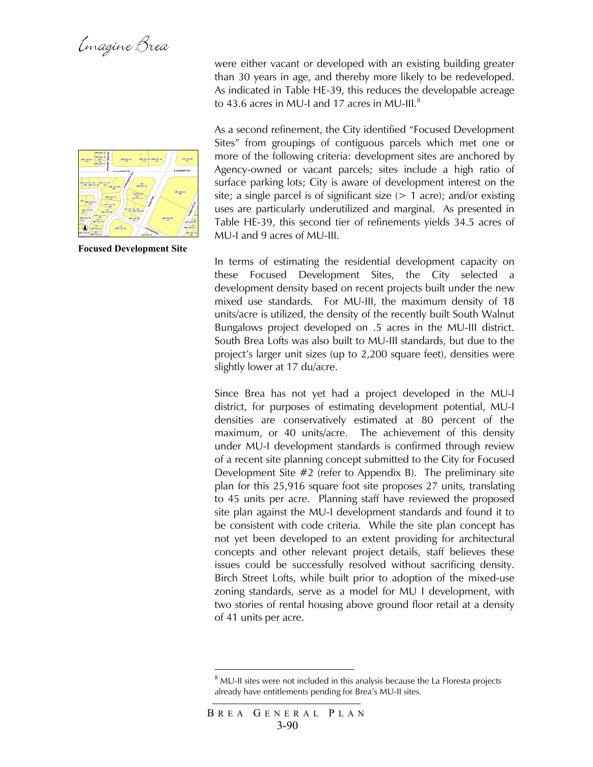were either vacant or developed with an existing building greater than 30 years in age, and thereby more likely to be redeveloped. As indicated in Table HE-39, this reduces the developable acreage to 43.6 acres in MU-I and 17 acres in MU-III.[8]

As a second refinement, the City identified "Focused Development Sites" from groupings of contiguous parcels which met one or more of the following criteria: development sites are anchored by Agency-owned or vacant parcels; sites include a high ratio of surface parking lots; City is aware of development interest on the site; a single parcel is of significant size (> 1 acre); and/or existing uses are particularly underutilized and marginal. As presented in Table HE-39, this second tier of refinements yields 34.5 acres of MU-I and 9 acres of MU-III.

**Focused Development Site**

In terms of estimating the residential development capacity on these Focused Development Sites, the City selected a development density based on recent projects built under the new mixed use standards. For MU-III, the maximum density of 18 units/acre is utilized, the density of the recently built South Walnut Bungalows project developed on .5 acres in the MU-III district. South Brea Lofts was also built to MU-III standards, but due to the project's larger unit sizes (up to 2,200 square feet), densities were slightly lower at 17 du/acre.

Since Brea has not yet had a project developed in the MU-I district, for purposes of estimating development potential, MU-I densities are conservatively estimated at 80 percent of the maximum, or 40 units/acre. The achievement of this density under MU-I development standards is confirmed through review of a recent site planning concept submitted to the City for Focused Development Site #2 (refer to Appendix B). The preliminary site plan for this 25,916 square foot site proposes 27 units, translating to 45 units per acre. Planning staff have reviewed the proposed site plan against the MU-I development standards and found it to be consistent with code criteria. While the site plan concept has not yet been developed to an extent providing for architectural concepts and other relevant project details, staff believes these issues could be successfully resolved without sacrificing density. Birch Street Lofts, while built prior to adoption of the mixed-use zoning standards, serve as a model for MU I development, with two stories of rental housing above ground floor retail at a density of 41 units per acre.

[8] MU-II sites were not included in this analysis because the La Floresta projects already have entitlements pending for Brea's MU-II sites.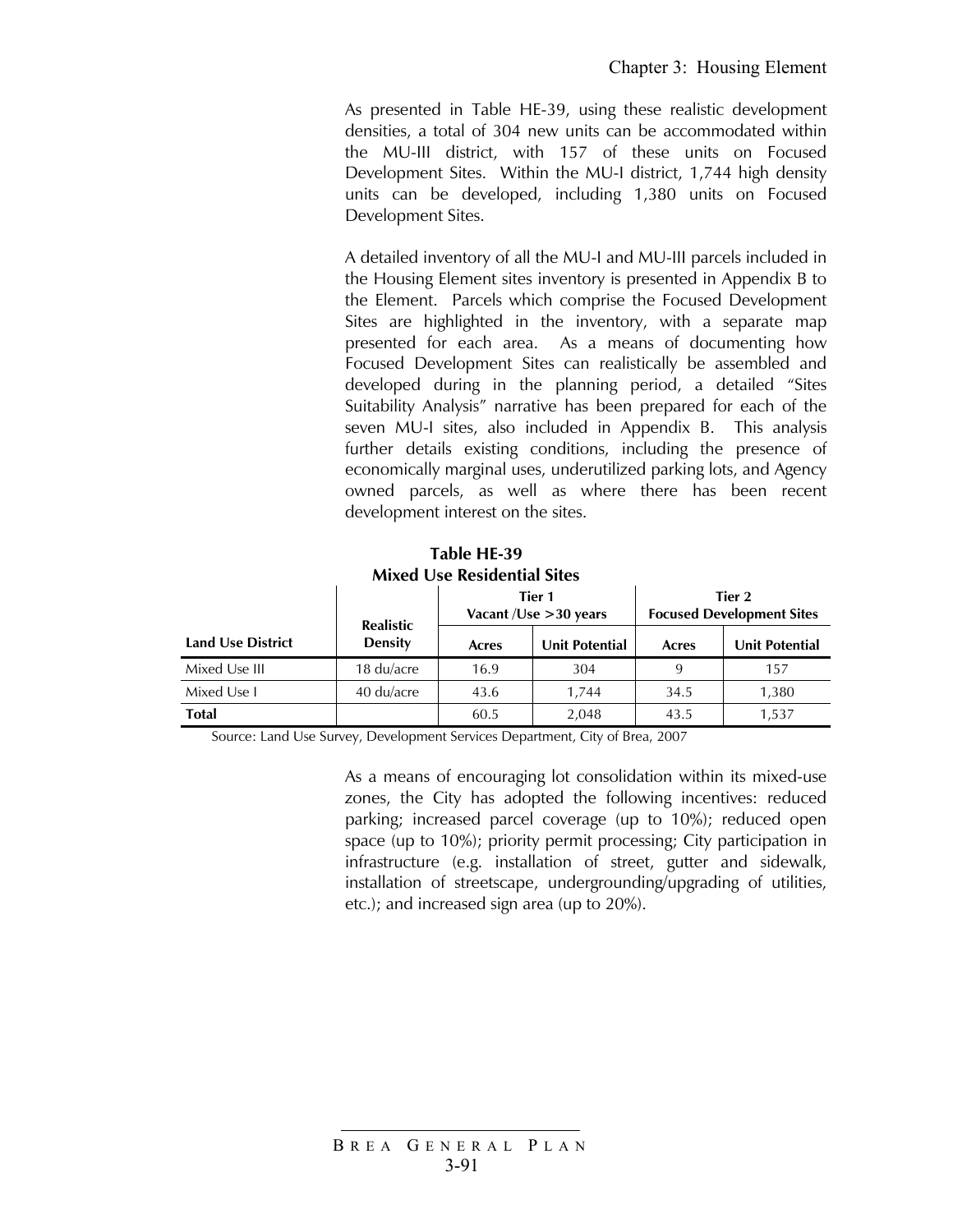As presented in Table HE-39, using these realistic development densities, a total of 304 new units can be accommodated within the MU-III district, with 157 of these units on Focused Development Sites. Within the MU-I district, 1,744 high density units can be developed, including 1,380 units on Focused Development Sites.

A detailed inventory of all the MU-I and MU-III parcels included in the Housing Element sites inventory is presented in Appendix B to the Element. Parcels which comprise the Focused Development Sites are highlighted in the inventory, with a separate map presented for each area. As a means of documenting how Focused Development Sites can realistically be assembled and developed during in the planning period, a detailed "Sites Suitability Analysis" narrative has been prepared for each of the seven MU-I sites, also included in Appendix B. This analysis further details existing conditions, including the presence of economically marginal uses, underutilized parking lots, and Agency owned parcels, as well as where there has been recent development interest on the sites.

**Table HE-39**
**Mixed Use Residential Sites**

| Land Use District | Realistic Density | Tier 1 Vacant /Use >30 years | | Tier 2 Focused Development Sites | |
|---|---|---|---|---|---|
| | | Acres | Unit Potential | Acres | Unit Potential |
| Mixed Use III | 18 du/acre | 16.9 | 304 | 9 | 157 |
| Mixed Use I | 40 du/acre | 43.6 | 1,744 | 34.5 | 1,380 |
| **Total** | | 60.5 | 2,048 | 43.5 | 1,537 |

Source: Land Use Survey, Development Services Department, City of Brea, 2007

As a means of encouraging lot consolidation within its mixed-use zones, the City has adopted the following incentives: reduced parking; increased parcel coverage (up to 10%); reduced open space (up to 10%); priority permit processing; City participation in infrastructure (e.g. installation of street, gutter and sidewalk, installation of streetscape, undergrounding/upgrading of utilities, etc.); and increased sign area (up to 20%).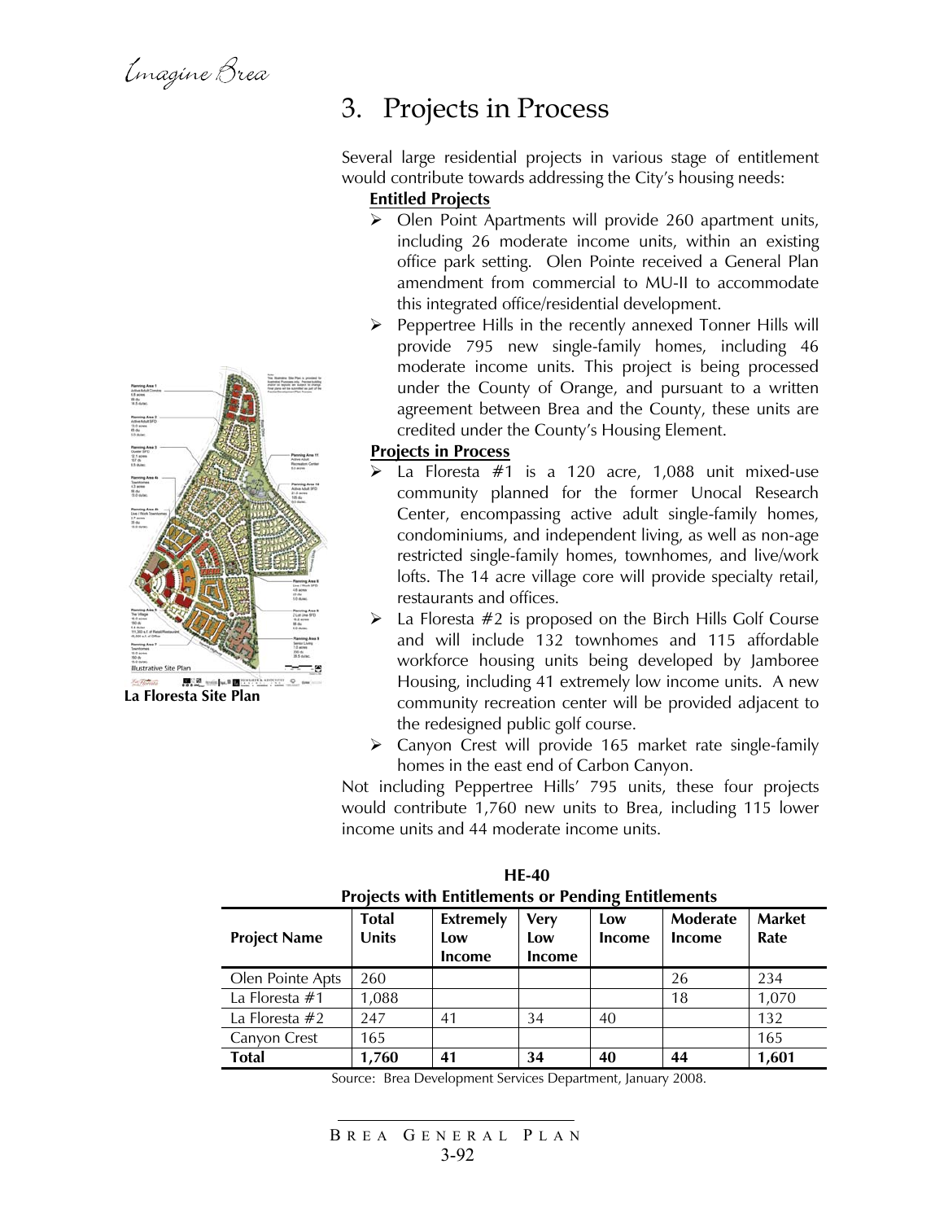# 3. Projects in Process

Several large residential projects in various stage of entitlement would contribute towards addressing the City's housing needs:

**Entitled Projects**

- Olen Point Apartments will provide 260 apartment units, including 26 moderate income units, within an existing office park setting. Olen Pointe received a General Plan amendment from commercial to MU-II to accommodate this integrated office/residential development.
- Peppertree Hills in the recently annexed Tonner Hills will provide 795 new single-family homes, including 46 moderate income units. This project is being processed under the County of Orange, and pursuant to a written agreement between Brea and the County, these units are credited under the County's Housing Element.

**Projects in Process**

- La Floresta #1 is a 120 acre, 1,088 unit mixed-use community planned for the former Unocal Research Center, encompassing active adult single-family homes, condominiums, and independent living, as well as non-age restricted single-family homes, townhomes, and live/work lofts. The 14 acre village core will provide specialty retail, restaurants and offices.
- La Floresta #2 is proposed on the Birch Hills Golf Course and will include 132 townhomes and 115 affordable workforce housing units being developed by Jamboree Housing, including 41 extremely low income units. A new community recreation center will be provided adjacent to the redesigned public golf course.
- Canyon Crest will provide 165 market rate single-family homes in the east end of Carbon Canyon.

Not including Peppertree Hills' 795 units, these four projects would contribute 1,760 new units to Brea, including 115 lower income units and 44 moderate income units.

La Floresta Site Plan

**HE-40**
**Projects with Entitlements or Pending Entitlements**

| Project Name | Total Units | Extremely Low Income | Very Low Income | Low Income | Moderate Income | Market Rate |
|---|---|---|---|---|---|---|
| Olen Pointe Apts | 260 | | | | 26 | 234 |
| La Floresta #1 | 1,088 | | | | 18 | 1,070 |
| La Floresta #2 | 247 | 41 | 34 | 40 | | 132 |
| Canyon Crest | 165 | | | | | 165 |
| **Total** | **1,760** | **41** | **34** | **40** | **44** | **1,601** |

Source: Brea Development Services Department, January 2008.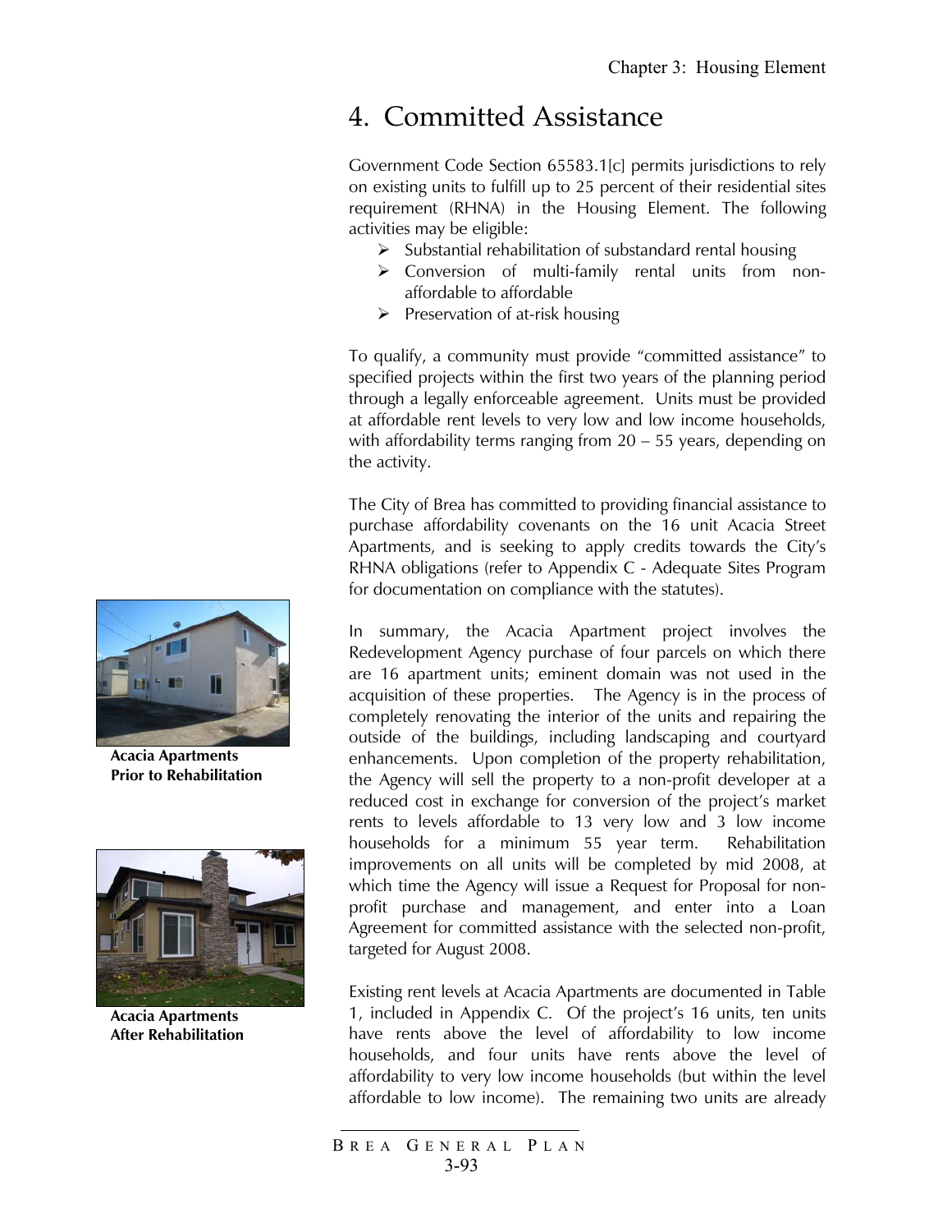# 4. Committed Assistance

Government Code Section 65583.1[c] permits jurisdictions to rely on existing units to fulfill up to 25 percent of their residential sites requirement (RHNA) in the Housing Element. The following activities may be eligible:

- Substantial rehabilitation of substandard rental housing
- Conversion of multi-family rental units from non-affordable to affordable
- Preservation of at-risk housing

To qualify, a community must provide "committed assistance" to specified projects within the first two years of the planning period through a legally enforceable agreement. Units must be provided at affordable rent levels to very low and low income households, with affordability terms ranging from 20 – 55 years, depending on the activity.

The City of Brea has committed to providing financial assistance to purchase affordability covenants on the 16 unit Acacia Street Apartments, and is seeking to apply credits towards the City's RHNA obligations (refer to Appendix C - Adequate Sites Program for documentation on compliance with the statutes).

**Acacia Apartments Prior to Rehabilitation**

**Acacia Apartments After Rehabilitation**

In summary, the Acacia Apartment project involves the Redevelopment Agency purchase of four parcels on which there are 16 apartment units; eminent domain was not used in the acquisition of these properties. The Agency is in the process of completely renovating the interior of the units and repairing the outside of the buildings, including landscaping and courtyard enhancements. Upon completion of the property rehabilitation, the Agency will sell the property to a non-profit developer at a reduced cost in exchange for conversion of the project's market rents to levels affordable to 13 very low and 3 low income households for a minimum 55 year term. Rehabilitation improvements on all units will be completed by mid 2008, at which time the Agency will issue a Request for Proposal for non-profit purchase and management, and enter into a Loan Agreement for committed assistance with the selected non-profit, targeted for August 2008.

Existing rent levels at Acacia Apartments are documented in Table 1, included in Appendix C. Of the project's 16 units, ten units have rents above the level of affordability to low income households, and four units have rents above the level of affordability to very low income households (but within the level affordable to low income). The remaining two units are already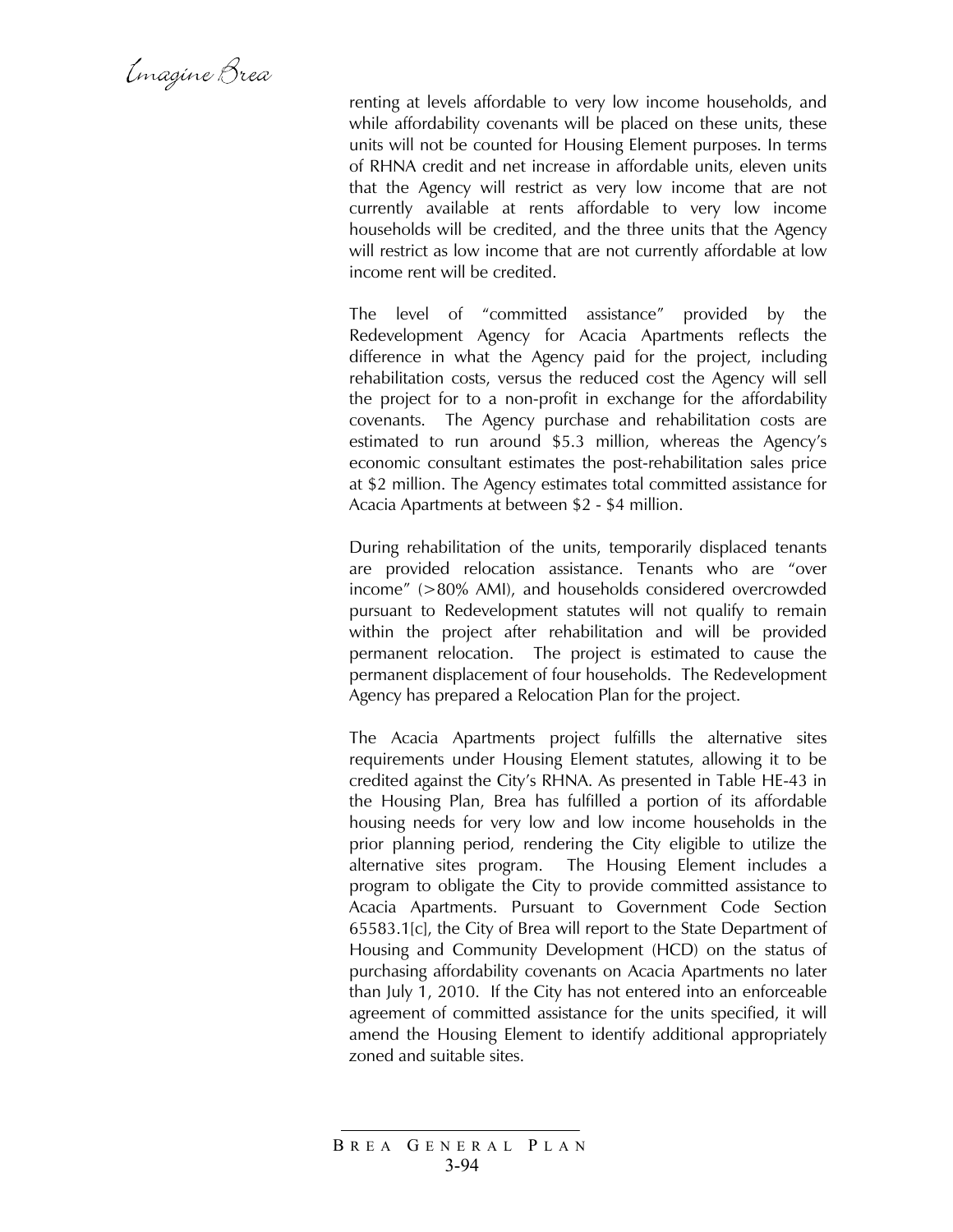renting at levels affordable to very low income households, and while affordability covenants will be placed on these units, these units will not be counted for Housing Element purposes. In terms of RHNA credit and net increase in affordable units, eleven units that the Agency will restrict as very low income that are not currently available at rents affordable to very low income households will be credited, and the three units that the Agency will restrict as low income that are not currently affordable at low income rent will be credited.

The level of "committed assistance" provided by the Redevelopment Agency for Acacia Apartments reflects the difference in what the Agency paid for the project, including rehabilitation costs, versus the reduced cost the Agency will sell the project for to a non-profit in exchange for the affordability covenants. The Agency purchase and rehabilitation costs are estimated to run around $5.3 million, whereas the Agency's economic consultant estimates the post-rehabilitation sales price at $2 million. The Agency estimates total committed assistance for Acacia Apartments at between $2 - $4 million.

During rehabilitation of the units, temporarily displaced tenants are provided relocation assistance. Tenants who are "over income" (>80% AMI), and households considered overcrowded pursuant to Redevelopment statutes will not qualify to remain within the project after rehabilitation and will be provided permanent relocation. The project is estimated to cause the permanent displacement of four households. The Redevelopment Agency has prepared a Relocation Plan for the project.

The Acacia Apartments project fulfills the alternative sites requirements under Housing Element statutes, allowing it to be credited against the City's RHNA. As presented in Table HE-43 in the Housing Plan, Brea has fulfilled a portion of its affordable housing needs for very low and low income households in the prior planning period, rendering the City eligible to utilize the alternative sites program. The Housing Element includes a program to obligate the City to provide committed assistance to Acacia Apartments. Pursuant to Government Code Section 65583.1[c], the City of Brea will report to the State Department of Housing and Community Development (HCD) on the status of purchasing affordability covenants on Acacia Apartments no later than July 1, 2010. If the City has not entered into an enforceable agreement of committed assistance for the units specified, it will amend the Housing Element to identify additional appropriately zoned and suitable sites.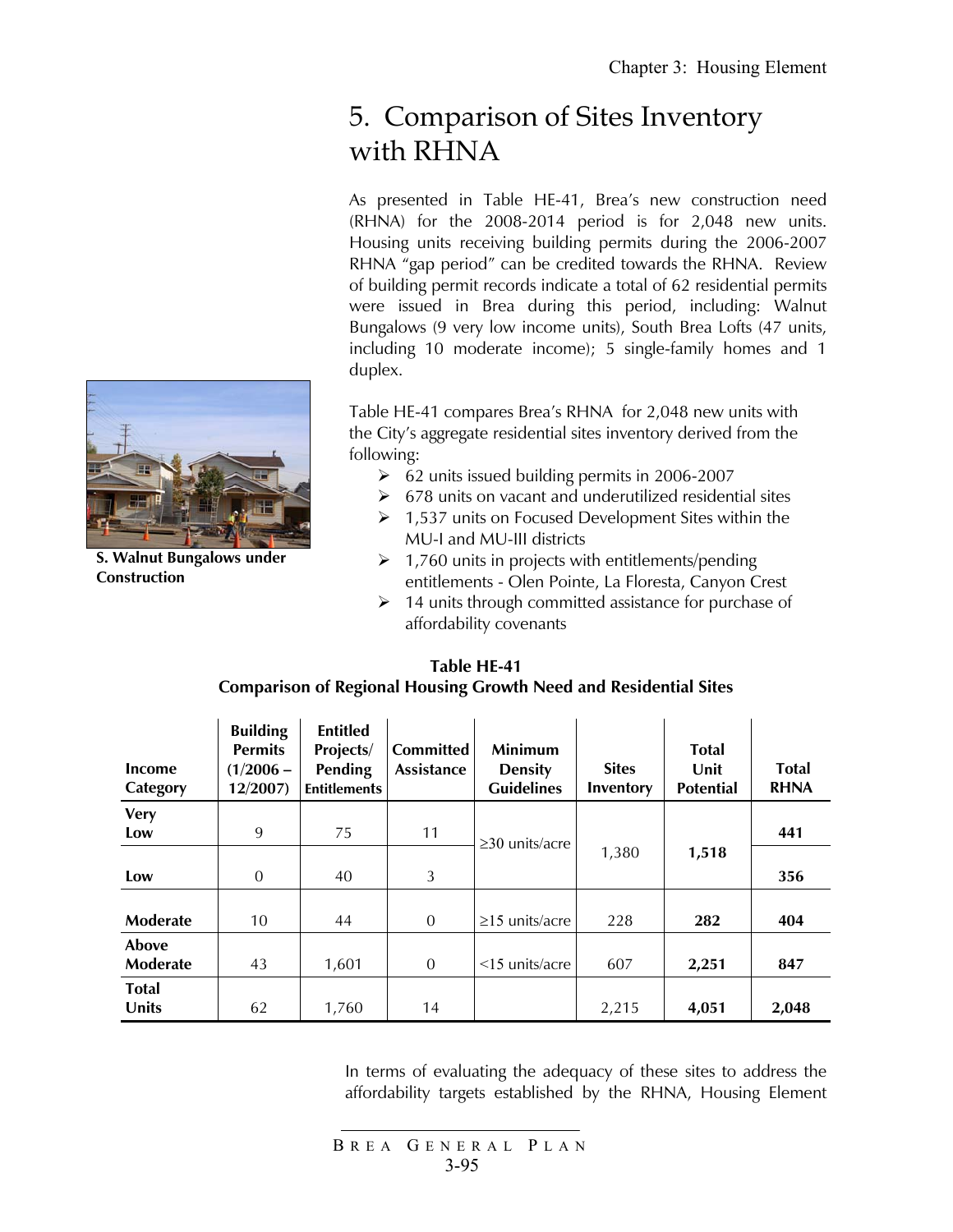## 5. Comparison of Sites Inventory with RHNA

As presented in Table HE-41, Brea's new construction need (RHNA) for the 2008-2014 period is for 2,048 new units. Housing units receiving building permits during the 2006-2007 RHNA "gap period" can be credited towards the RHNA. Review of building permit records indicate a total of 62 residential permits were issued in Brea during this period, including: Walnut Bungalows (9 very low income units), South Brea Lofts (47 units, including 10 moderate income); 5 single-family homes and 1 duplex.

S. Walnut Bungalows under Construction

Table HE-41 compares Brea's RHNA for 2,048 new units with the City's aggregate residential sites inventory derived from the following:

- 62 units issued building permits in 2006-2007
- 678 units on vacant and underutilized residential sites
- 1,537 units on Focused Development Sites within the MU-I and MU-III districts
- 1,760 units in projects with entitlements/pending entitlements - Olen Pointe, La Floresta, Canyon Crest
- 14 units through committed assistance for purchase of affordability covenants

**Table HE-41**
**Comparison of Regional Housing Growth Need and Residential Sites**

| Income Category | Building Permits (1/2006 – 12/2007) | Entitled Projects/ Pending Entitlements | Committed Assistance | Minimum Density Guidelines | Sites Inventory | Total Unit Potential | Total RHNA |
|---|---|---|---|---|---|---|---|
| **Very Low** | 9 | 75 | 11 | ≥30 units/acre | 1,380 | **1,518** | **441** |
| **Low** | 0 | 40 | 3 | | | | **356** |
| **Moderate** | 10 | 44 | 0 | ≥15 units/acre | 228 | **282** | **404** |
| **Above Moderate** | 43 | 1,601 | 0 | <15 units/acre | 607 | **2,251** | **847** |
| **Total Units** | 62 | 1,760 | 14 | | 2,215 | **4,051** | **2,048** |

In terms of evaluating the adequacy of these sites to address the affordability targets established by the RHNA, Housing Element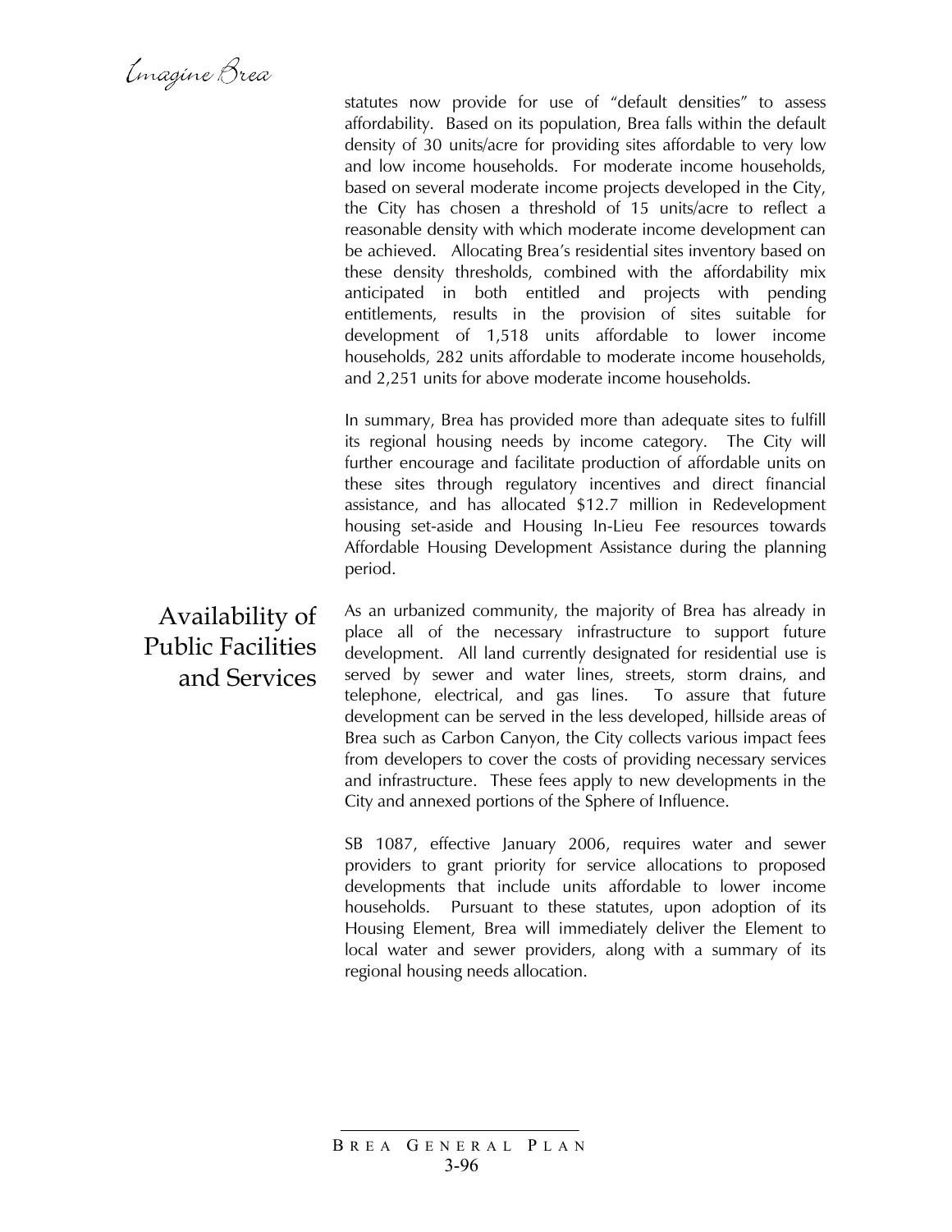statutes now provide for use of "default densities" to assess affordability. Based on its population, Brea falls within the default density of 30 units/acre for providing sites affordable to very low and low income households. For moderate income households, based on several moderate income projects developed in the City, the City has chosen a threshold of 15 units/acre to reflect a reasonable density with which moderate income development can be achieved. Allocating Brea's residential sites inventory based on these density thresholds, combined with the affordability mix anticipated in both entitled and projects with pending entitlements, results in the provision of sites suitable for development of 1,518 units affordable to lower income households, 282 units affordable to moderate income households, and 2,251 units for above moderate income households.

In summary, Brea has provided more than adequate sites to fulfill its regional housing needs by income category. The City will further encourage and facilitate production of affordable units on these sites through regulatory incentives and direct financial assistance, and has allocated $12.7 million in Redevelopment housing set-aside and Housing In-Lieu Fee resources towards Affordable Housing Development Assistance during the planning period.

## Availability of Public Facilities and Services

As an urbanized community, the majority of Brea has already in place all of the necessary infrastructure to support future development. All land currently designated for residential use is served by sewer and water lines, streets, storm drains, and telephone, electrical, and gas lines. To assure that future development can be served in the less developed, hillside areas of Brea such as Carbon Canyon, the City collects various impact fees from developers to cover the costs of providing necessary services and infrastructure. These fees apply to new developments in the City and annexed portions of the Sphere of Influence.

SB 1087, effective January 2006, requires water and sewer providers to grant priority for service allocations to proposed developments that include units affordable to lower income households. Pursuant to these statutes, upon adoption of its Housing Element, Brea will immediately deliver the Element to local water and sewer providers, along with a summary of its regional housing needs allocation.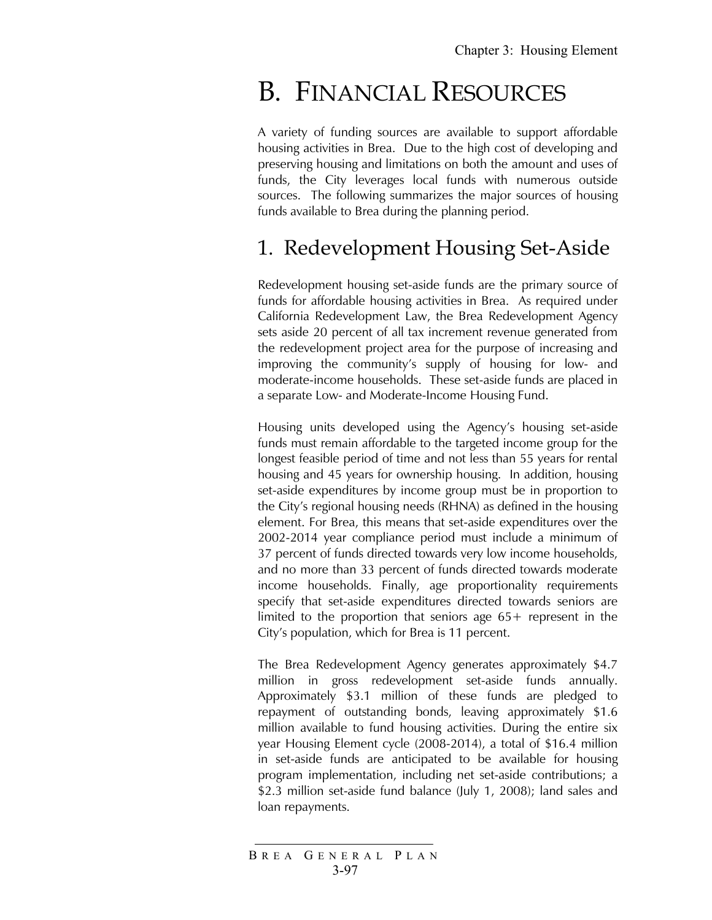# B. Financial Resources

A variety of funding sources are available to support affordable housing activities in Brea. Due to the high cost of developing and preserving housing and limitations on both the amount and uses of funds, the City leverages local funds with numerous outside sources. The following summarizes the major sources of housing funds available to Brea during the planning period.

## 1. Redevelopment Housing Set-Aside

Redevelopment housing set-aside funds are the primary source of funds for affordable housing activities in Brea. As required under California Redevelopment Law, the Brea Redevelopment Agency sets aside 20 percent of all tax increment revenue generated from the redevelopment project area for the purpose of increasing and improving the community's supply of housing for low- and moderate-income households. These set-aside funds are placed in a separate Low- and Moderate-Income Housing Fund.

Housing units developed using the Agency's housing set-aside funds must remain affordable to the targeted income group for the longest feasible period of time and not less than 55 years for rental housing and 45 years for ownership housing. In addition, housing set-aside expenditures by income group must be in proportion to the City's regional housing needs (RHNA) as defined in the housing element. For Brea, this means that set-aside expenditures over the 2002-2014 year compliance period must include a minimum of 37 percent of funds directed towards very low income households, and no more than 33 percent of funds directed towards moderate income households. Finally, age proportionality requirements specify that set-aside expenditures directed towards seniors are limited to the proportion that seniors age 65+ represent in the City's population, which for Brea is 11 percent.

The Brea Redevelopment Agency generates approximately $4.7 million in gross redevelopment set-aside funds annually. Approximately $3.1 million of these funds are pledged to repayment of outstanding bonds, leaving approximately $1.6 million available to fund housing activities. During the entire six year Housing Element cycle (2008-2014), a total of $16.4 million in set-aside funds are anticipated to be available for housing program implementation, including net set-aside contributions; a $2.3 million set-aside fund balance (July 1, 2008); land sales and loan repayments.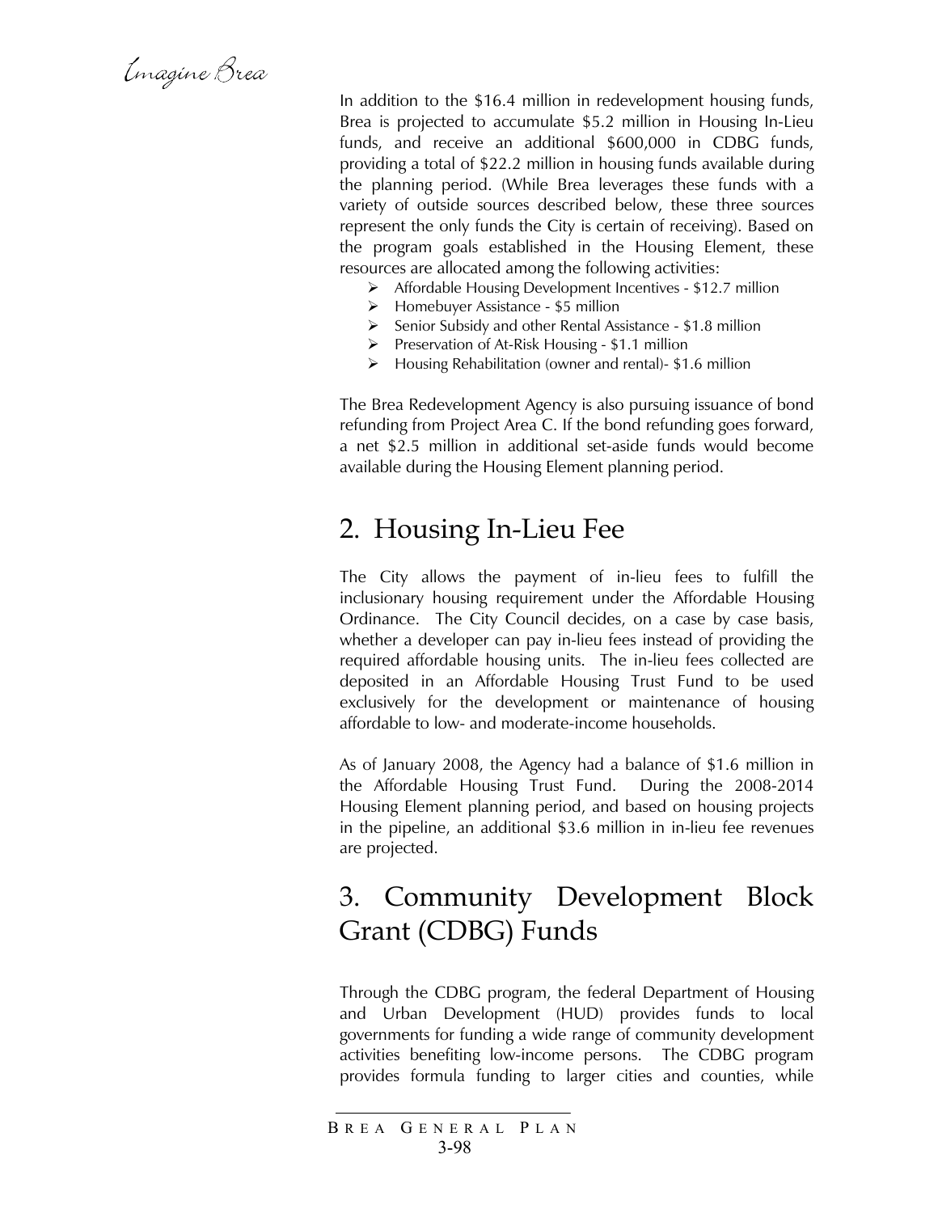In addition to the $16.4 million in redevelopment housing funds, Brea is projected to accumulate $5.2 million in Housing In-Lieu funds, and receive an additional $600,000 in CDBG funds, providing a total of $22.2 million in housing funds available during the planning period. (While Brea leverages these funds with a variety of outside sources described below, these three sources represent the only funds the City is certain of receiving). Based on the program goals established in the Housing Element, these resources are allocated among the following activities:

- Affordable Housing Development Incentives - $12.7 million
- Homebuyer Assistance - $5 million
- Senior Subsidy and other Rental Assistance - $1.8 million
- Preservation of At-Risk Housing - $1.1 million
- Housing Rehabilitation (owner and rental)- $1.6 million

The Brea Redevelopment Agency is also pursuing issuance of bond refunding from Project Area C. If the bond refunding goes forward, a net $2.5 million in additional set-aside funds would become available during the Housing Element planning period.

## 2. Housing In-Lieu Fee

The City allows the payment of in-lieu fees to fulfill the inclusionary housing requirement under the Affordable Housing Ordinance. The City Council decides, on a case by case basis, whether a developer can pay in-lieu fees instead of providing the required affordable housing units. The in-lieu fees collected are deposited in an Affordable Housing Trust Fund to be used exclusively for the development or maintenance of housing affordable to low- and moderate-income households.

As of January 2008, the Agency had a balance of $1.6 million in the Affordable Housing Trust Fund. During the 2008-2014 Housing Element planning period, and based on housing projects in the pipeline, an additional $3.6 million in in-lieu fee revenues are projected.

## 3. Community Development Block Grant (CDBG) Funds

Through the CDBG program, the federal Department of Housing and Urban Development (HUD) provides funds to local governments for funding a wide range of community development activities benefiting low-income persons. The CDBG program provides formula funding to larger cities and counties, while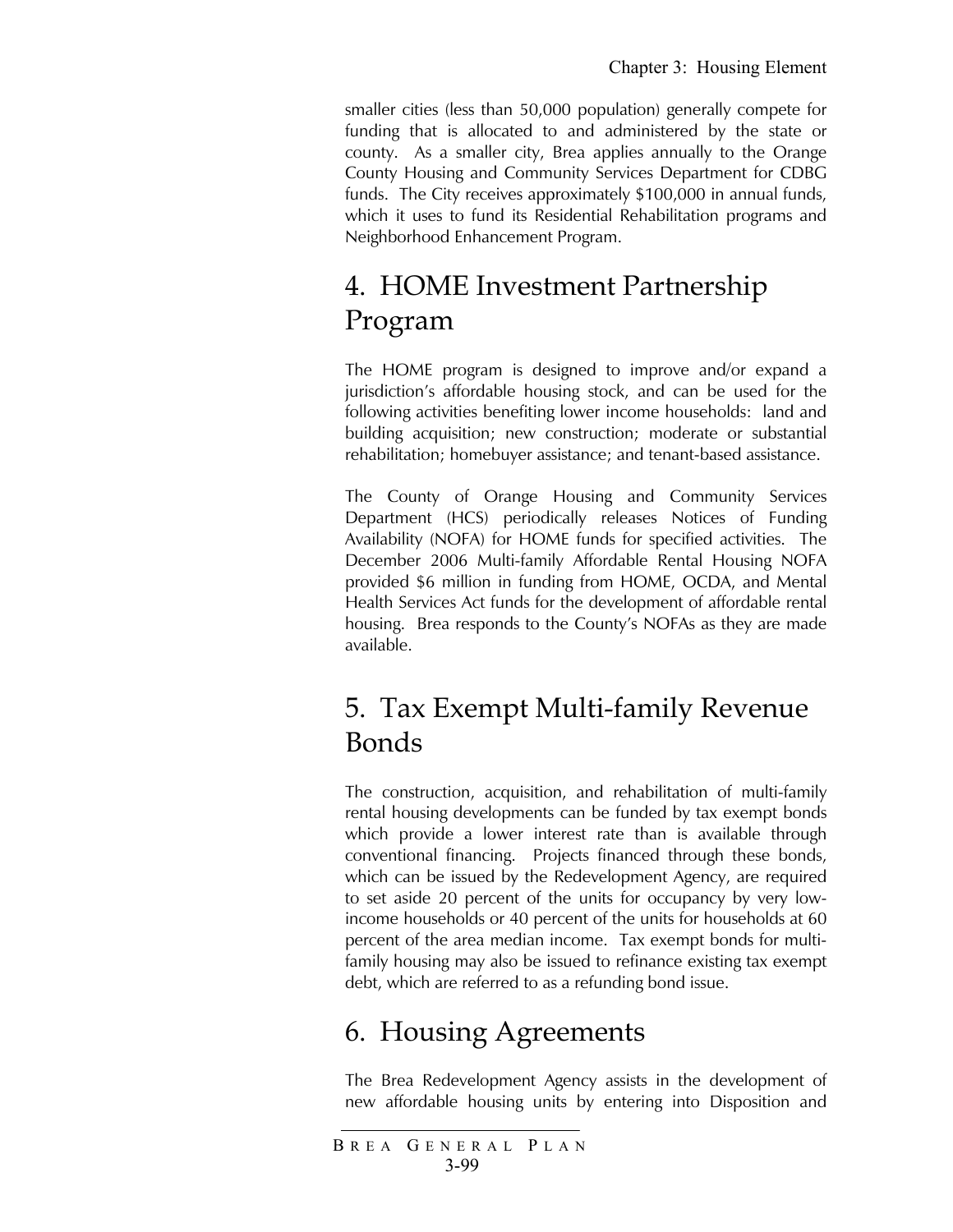smaller cities (less than 50,000 population) generally compete for funding that is allocated to and administered by the state or county. As a smaller city, Brea applies annually to the Orange County Housing and Community Services Department for CDBG funds. The City receives approximately $100,000 in annual funds, which it uses to fund its Residential Rehabilitation programs and Neighborhood Enhancement Program.

## 4. HOME Investment Partnership Program

The HOME program is designed to improve and/or expand a jurisdiction's affordable housing stock, and can be used for the following activities benefiting lower income households: land and building acquisition; new construction; moderate or substantial rehabilitation; homebuyer assistance; and tenant-based assistance.

The County of Orange Housing and Community Services Department (HCS) periodically releases Notices of Funding Availability (NOFA) for HOME funds for specified activities. The December 2006 Multi-family Affordable Rental Housing NOFA provided $6 million in funding from HOME, OCDA, and Mental Health Services Act funds for the development of affordable rental housing. Brea responds to the County's NOFAs as they are made available.

## 5. Tax Exempt Multi-family Revenue Bonds

The construction, acquisition, and rehabilitation of multi-family rental housing developments can be funded by tax exempt bonds which provide a lower interest rate than is available through conventional financing. Projects financed through these bonds, which can be issued by the Redevelopment Agency, are required to set aside 20 percent of the units for occupancy by very low-income households or 40 percent of the units for households at 60 percent of the area median income. Tax exempt bonds for multi-family housing may also be issued to refinance existing tax exempt debt, which are referred to as a refunding bond issue.

## 6. Housing Agreements

The Brea Redevelopment Agency assists in the development of new affordable housing units by entering into Disposition and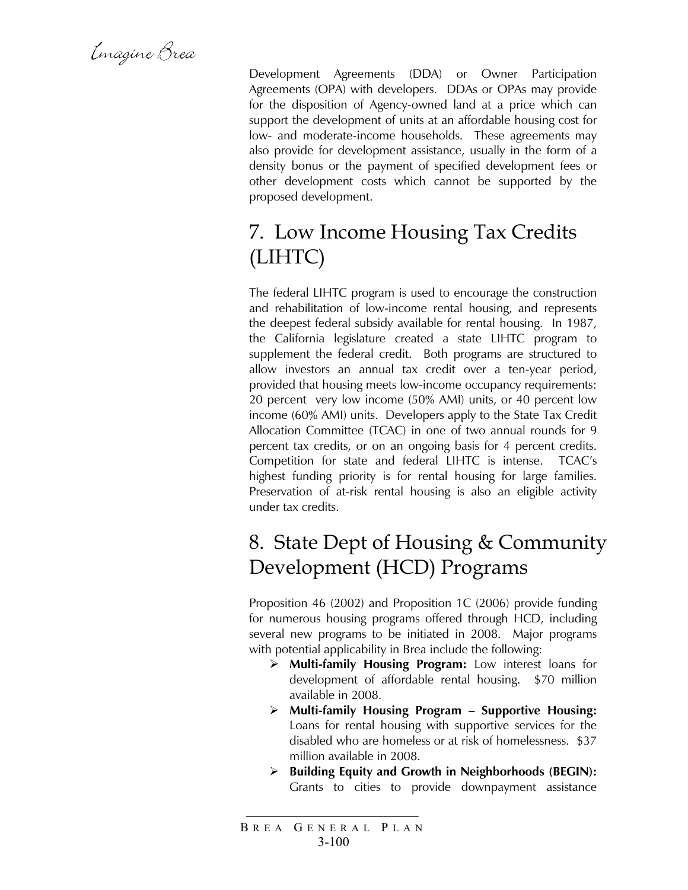Development Agreements (DDA) or Owner Participation Agreements (OPA) with developers. DDAs or OPAs may provide for the disposition of Agency-owned land at a price which can support the development of units at an affordable housing cost for low- and moderate-income households. These agreements may also provide for development assistance, usually in the form of a density bonus or the payment of specified development fees or other development costs which cannot be supported by the proposed development.

## 7. Low Income Housing Tax Credits (LIHTC)

The federal LIHTC program is used to encourage the construction and rehabilitation of low-income rental housing, and represents the deepest federal subsidy available for rental housing. In 1987, the California legislature created a state LIHTC program to supplement the federal credit. Both programs are structured to allow investors an annual tax credit over a ten-year period, provided that housing meets low-income occupancy requirements: 20 percent very low income (50% AMI) units, or 40 percent low income (60% AMI) units. Developers apply to the State Tax Credit Allocation Committee (TCAC) in one of two annual rounds for 9 percent tax credits, or on an ongoing basis for 4 percent credits. Competition for state and federal LIHTC is intense. TCAC's highest funding priority is for rental housing for large families. Preservation of at-risk rental housing is also an eligible activity under tax credits.

## 8. State Dept of Housing & Community Development (HCD) Programs

Proposition 46 (2002) and Proposition 1C (2006) provide funding for numerous housing programs offered through HCD, including several new programs to be initiated in 2008. Major programs with potential applicability in Brea include the following:

- **Multi-family Housing Program:** Low interest loans for development of affordable rental housing. $70 million available in 2008.
- **Multi-family Housing Program – Supportive Housing:** Loans for rental housing with supportive services for the disabled who are homeless or at risk of homelessness. $37 million available in 2008.
- **Building Equity and Growth in Neighborhoods (BEGIN):** Grants to cities to provide downpayment assistance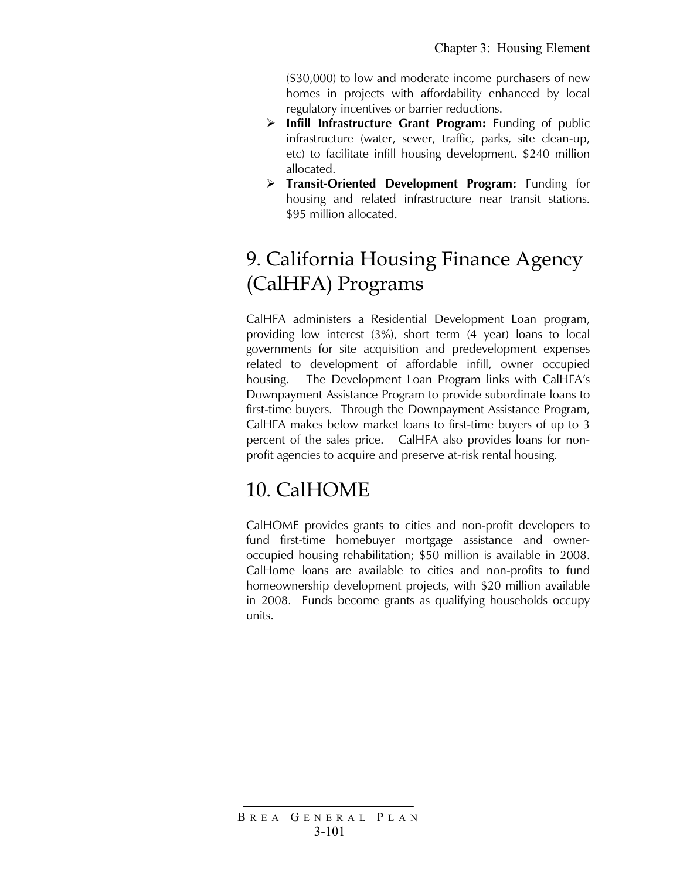($30,000) to low and moderate income purchasers of new homes in projects with affordability enhanced by local regulatory incentives or barrier reductions.

- **Infill Infrastructure Grant Program:** Funding of public infrastructure (water, sewer, traffic, parks, site clean-up, etc) to facilitate infill housing development. $240 million allocated.
- **Transit-Oriented Development Program:** Funding for housing and related infrastructure near transit stations. $95 million allocated.

# 9. California Housing Finance Agency (CalHFA) Programs

CalHFA administers a Residential Development Loan program, providing low interest (3%), short term (4 year) loans to local governments for site acquisition and predevelopment expenses related to development of affordable infill, owner occupied housing. The Development Loan Program links with CalHFA's Downpayment Assistance Program to provide subordinate loans to first-time buyers. Through the Downpayment Assistance Program, CalHFA makes below market loans to first-time buyers of up to 3 percent of the sales price. CalHFA also provides loans for non-profit agencies to acquire and preserve at-risk rental housing.

# 10. CalHOME

CalHOME provides grants to cities and non-profit developers to fund first-time homebuyer mortgage assistance and owner-occupied housing rehabilitation; $50 million is available in 2008. CalHome loans are available to cities and non-profits to fund homeownership development projects, with $20 million available in 2008. Funds become grants as qualifying households occupy units.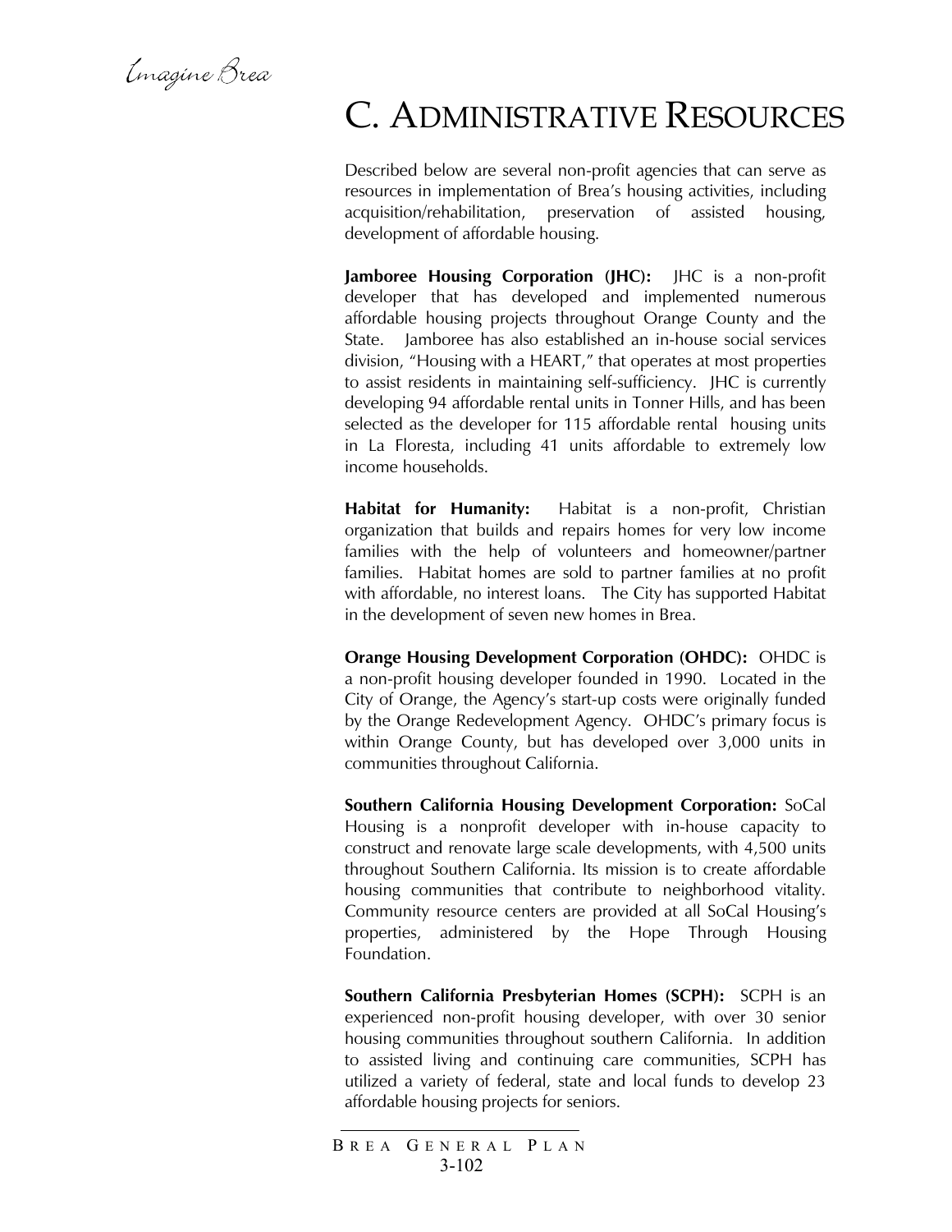# C. Administrative Resources

Described below are several non-profit agencies that can serve as resources in implementation of Brea's housing activities, including acquisition/rehabilitation, preservation of assisted housing, development of affordable housing.

**Jamboree Housing Corporation (JHC):** JHC is a non-profit developer that has developed and implemented numerous affordable housing projects throughout Orange County and the State. Jamboree has also established an in-house social services division, "Housing with a HEART," that operates at most properties to assist residents in maintaining self-sufficiency. JHC is currently developing 94 affordable rental units in Tonner Hills, and has been selected as the developer for 115 affordable rental housing units in La Floresta, including 41 units affordable to extremely low income households.

**Habitat for Humanity:** Habitat is a non-profit, Christian organization that builds and repairs homes for very low income families with the help of volunteers and homeowner/partner families. Habitat homes are sold to partner families at no profit with affordable, no interest loans. The City has supported Habitat in the development of seven new homes in Brea.

**Orange Housing Development Corporation (OHDC):** OHDC is a non-profit housing developer founded in 1990. Located in the City of Orange, the Agency's start-up costs were originally funded by the Orange Redevelopment Agency. OHDC's primary focus is within Orange County, but has developed over 3,000 units in communities throughout California.

**Southern California Housing Development Corporation:** SoCal Housing is a nonprofit developer with in-house capacity to construct and renovate large scale developments, with 4,500 units throughout Southern California. Its mission is to create affordable housing communities that contribute to neighborhood vitality. Community resource centers are provided at all SoCal Housing's properties, administered by the Hope Through Housing Foundation.

**Southern California Presbyterian Homes (SCPH):** SCPH is an experienced non-profit housing developer, with over 30 senior housing communities throughout southern California. In addition to assisted living and continuing care communities, SCPH has utilized a variety of federal, state and local funds to develop 23 affordable housing projects for seniors.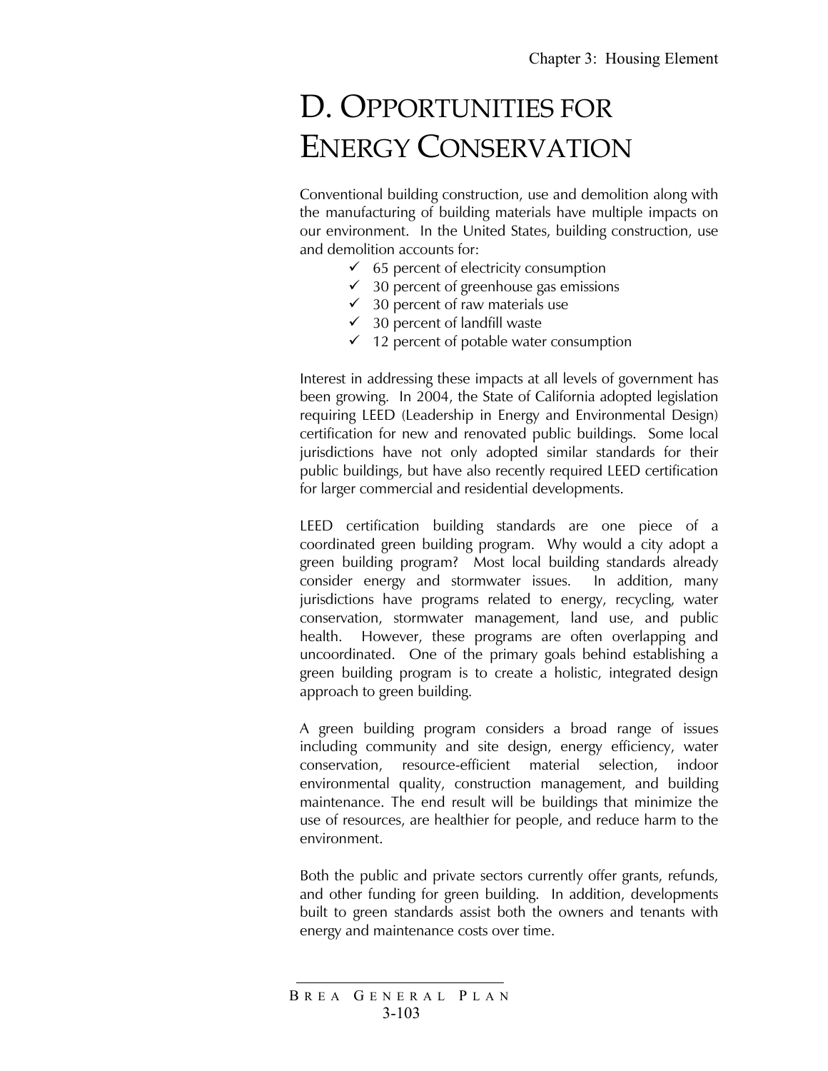# D. Opportunities for Energy Conservation

Conventional building construction, use and demolition along with the manufacturing of building materials have multiple impacts on our environment. In the United States, building construction, use and demolition accounts for:

- ✓ 65 percent of electricity consumption
- ✓ 30 percent of greenhouse gas emissions
- ✓ 30 percent of raw materials use
- ✓ 30 percent of landfill waste
- ✓ 12 percent of potable water consumption

Interest in addressing these impacts at all levels of government has been growing. In 2004, the State of California adopted legislation requiring LEED (Leadership in Energy and Environmental Design) certification for new and renovated public buildings. Some local jurisdictions have not only adopted similar standards for their public buildings, but have also recently required LEED certification for larger commercial and residential developments.

LEED certification building standards are one piece of a coordinated green building program. Why would a city adopt a green building program? Most local building standards already consider energy and stormwater issues. In addition, many jurisdictions have programs related to energy, recycling, water conservation, stormwater management, land use, and public health. However, these programs are often overlapping and uncoordinated. One of the primary goals behind establishing a green building program is to create a holistic, integrated design approach to green building.

A green building program considers a broad range of issues including community and site design, energy efficiency, water conservation, resource-efficient material selection, indoor environmental quality, construction management, and building maintenance. The end result will be buildings that minimize the use of resources, are healthier for people, and reduce harm to the environment.

Both the public and private sectors currently offer grants, refunds, and other funding for green building. In addition, developments built to green standards assist both the owners and tenants with energy and maintenance costs over time.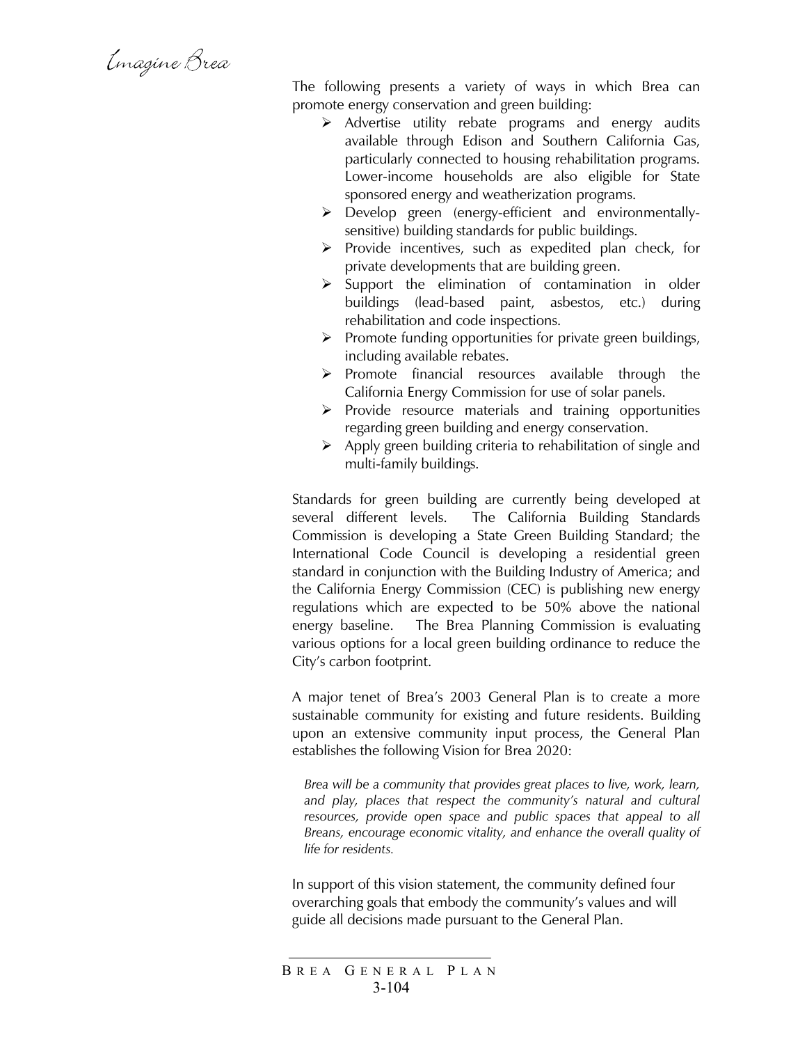The following presents a variety of ways in which Brea can promote energy conservation and green building:

- Advertise utility rebate programs and energy audits available through Edison and Southern California Gas, particularly connected to housing rehabilitation programs. Lower-income households are also eligible for State sponsored energy and weatherization programs.
- Develop green (energy-efficient and environmentally-sensitive) building standards for public buildings.
- Provide incentives, such as expedited plan check, for private developments that are building green.
- Support the elimination of contamination in older buildings (lead-based paint, asbestos, etc.) during rehabilitation and code inspections.
- Promote funding opportunities for private green buildings, including available rebates.
- Promote financial resources available through the California Energy Commission for use of solar panels.
- Provide resource materials and training opportunities regarding green building and energy conservation.
- Apply green building criteria to rehabilitation of single and multi-family buildings.

Standards for green building are currently being developed at several different levels. The California Building Standards Commission is developing a State Green Building Standard; the International Code Council is developing a residential green standard in conjunction with the Building Industry of America; and the California Energy Commission (CEC) is publishing new energy regulations which are expected to be 50% above the national energy baseline. The Brea Planning Commission is evaluating various options for a local green building ordinance to reduce the City's carbon footprint.

A major tenet of Brea's 2003 General Plan is to create a more sustainable community for existing and future residents. Building upon an extensive community input process, the General Plan establishes the following Vision for Brea 2020:

> *Brea will be a community that provides great places to live, work, learn, and play, places that respect the community's natural and cultural resources, provide open space and public spaces that appeal to all Breans, encourage economic vitality, and enhance the overall quality of life for residents.*

In support of this vision statement, the community defined four overarching goals that embody the community's values and will guide all decisions made pursuant to the General Plan.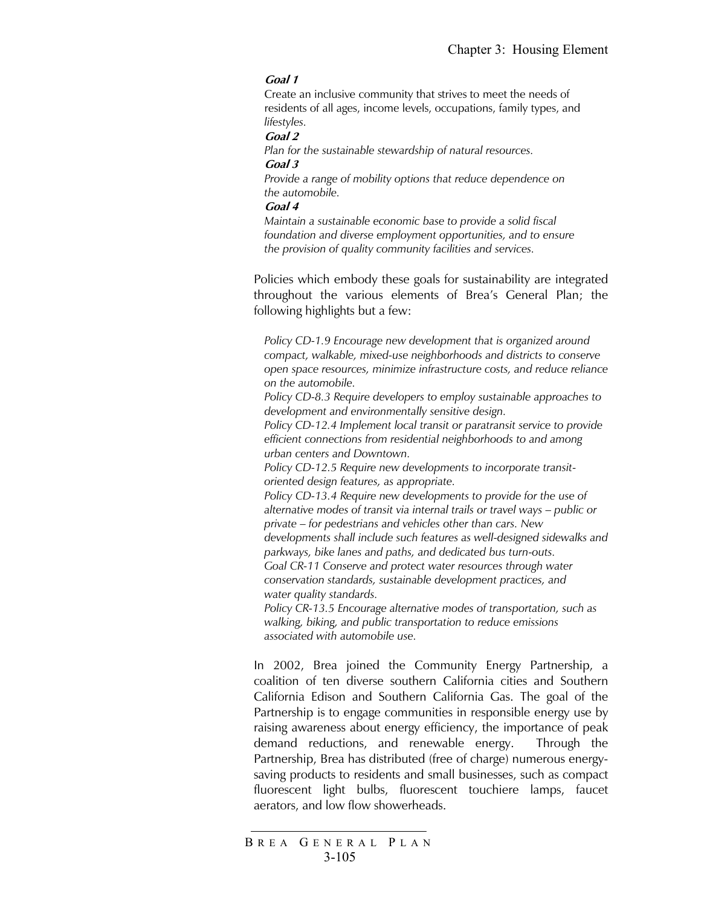***Goal 1***

Create an inclusive community that strives to meet the needs of residents of all ages, income levels, occupations, family types, and *lifestyles.*

***Goal 2***

*Plan for the sustainable stewardship of natural resources.*

***Goal 3***

*Provide a range of mobility options that reduce dependence on the automobile.*

***Goal 4***

*Maintain a sustainable economic base to provide a solid fiscal foundation and diverse employment opportunities, and to ensure the provision of quality community facilities and services.*

Policies which embody these goals for sustainability are integrated throughout the various elements of Brea's General Plan; the following highlights but a few:

*Policy CD-1.9 Encourage new development that is organized around compact, walkable, mixed-use neighborhoods and districts to conserve open space resources, minimize infrastructure costs, and reduce reliance on the automobile.*

*Policy CD-8.3 Require developers to employ sustainable approaches to development and environmentally sensitive design.*

*Policy CD-12.4 Implement local transit or paratransit service to provide efficient connections from residential neighborhoods to and among urban centers and Downtown.*

*Policy CD-12.5 Require new developments to incorporate transit-oriented design features, as appropriate.*

*Policy CD-13.4 Require new developments to provide for the use of alternative modes of transit via internal trails or travel ways – public or private – for pedestrians and vehicles other than cars. New developments shall include such features as well-designed sidewalks and parkways, bike lanes and paths, and dedicated bus turn-outs.*

*Goal CR-11 Conserve and protect water resources through water conservation standards, sustainable development practices, and water quality standards.*

*Policy CR-13.5 Encourage alternative modes of transportation, such as walking, biking, and public transportation to reduce emissions associated with automobile use.*

In 2002, Brea joined the Community Energy Partnership, a coalition of ten diverse southern California cities and Southern California Edison and Southern California Gas. The goal of the Partnership is to engage communities in responsible energy use by raising awareness about energy efficiency, the importance of peak demand reductions, and renewable energy. Through the Partnership, Brea has distributed (free of charge) numerous energy-saving products to residents and small businesses, such as compact fluorescent light bulbs, fluorescent touchiere lamps, faucet aerators, and low flow showerheads.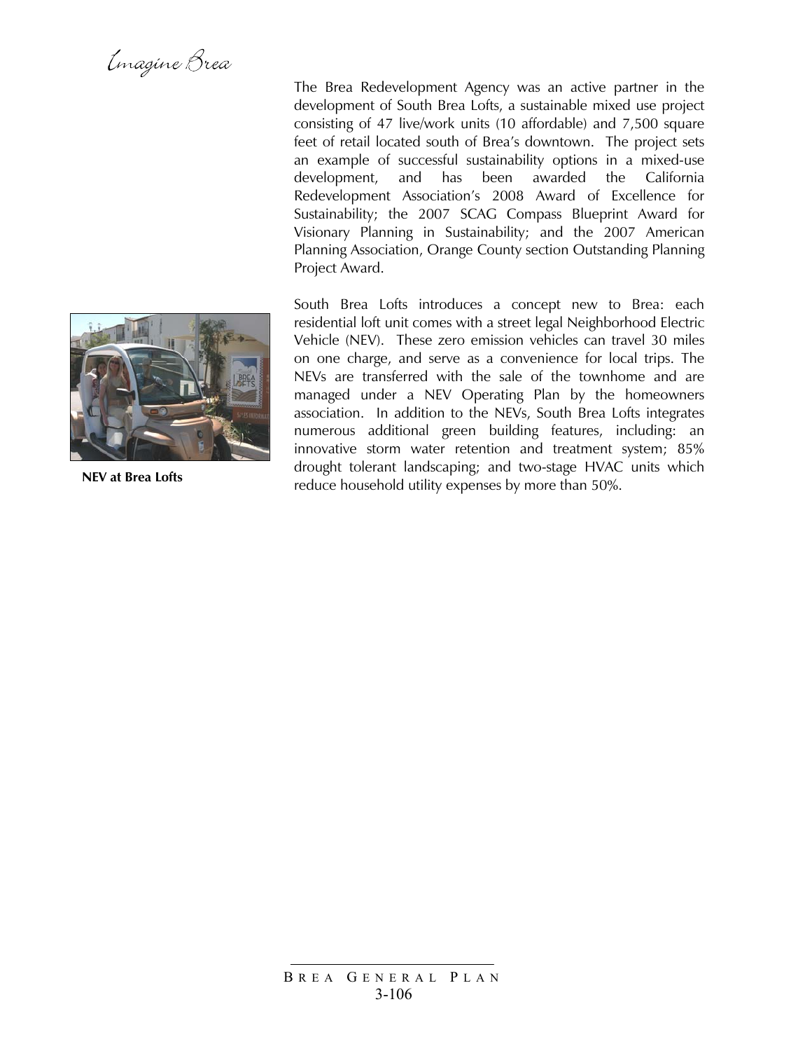The Brea Redevelopment Agency was an active partner in the development of South Brea Lofts, a sustainable mixed use project consisting of 47 live/work units (10 affordable) and 7,500 square feet of retail located south of Brea's downtown. The project sets an example of successful sustainability options in a mixed-use development, and has been awarded the California Redevelopment Association's 2008 Award of Excellence for Sustainability; the 2007 SCAG Compass Blueprint Award for Visionary Planning in Sustainability; and the 2007 American Planning Association, Orange County section Outstanding Planning Project Award.

South Brea Lofts introduces a concept new to Brea: each residential loft unit comes with a street legal Neighborhood Electric Vehicle (NEV). These zero emission vehicles can travel 30 miles on one charge, and serve as a convenience for local trips. The NEVs are transferred with the sale of the townhome and are managed under a NEV Operating Plan by the homeowners association. In addition to the NEVs, South Brea Lofts integrates numerous additional green building features, including: an innovative storm water retention and treatment system; 85% drought tolerant landscaping; and two-stage HVAC units which reduce household utility expenses by more than 50%.

**NEV at Brea Lofts**